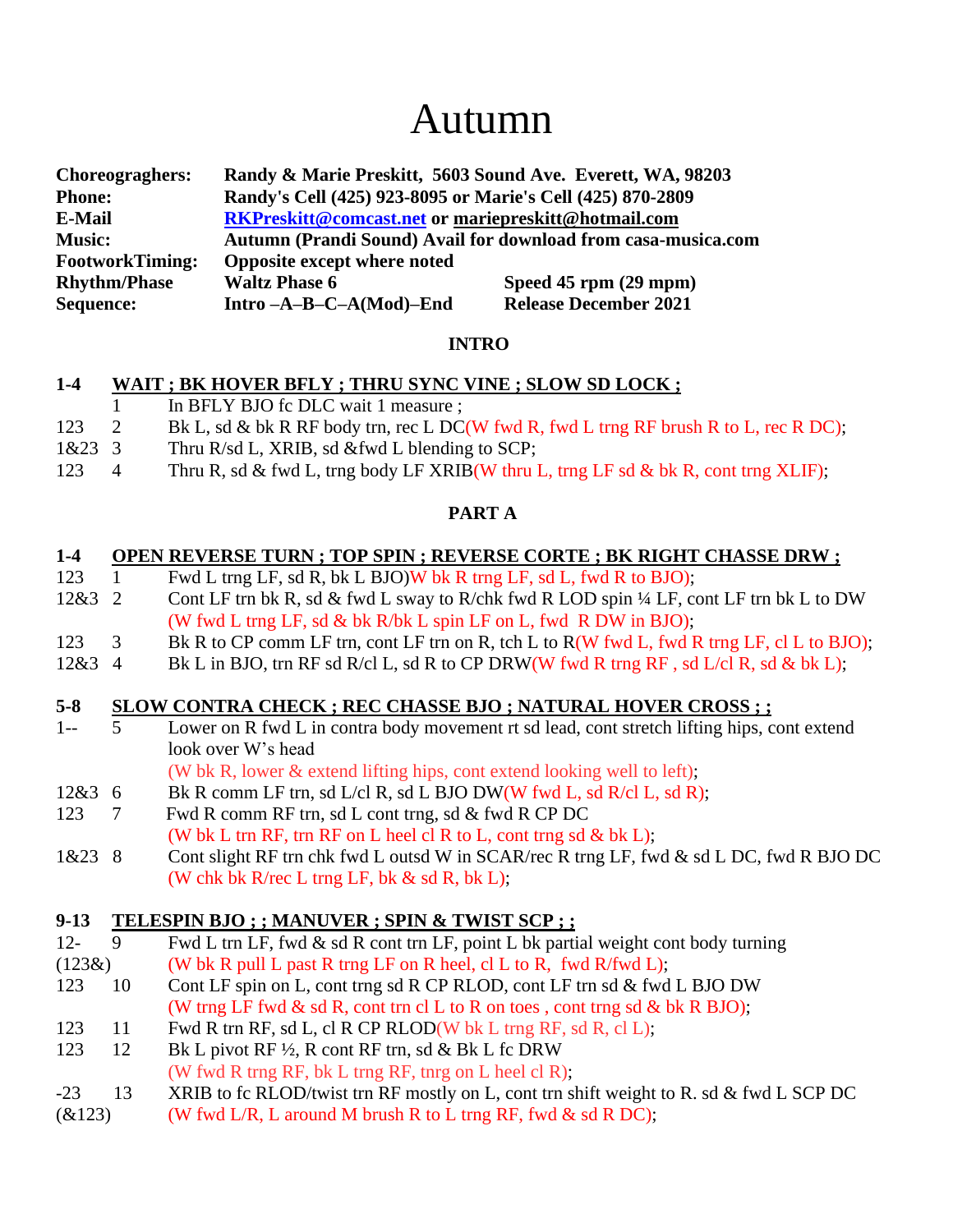# Autumn

| | | |
|---|---|---|
| **Choreographers:** | **Randy & Marie Preskitt, 5603 Sound Ave. Everett, WA, 98203** | |
| **Phone:** | **Randy's Cell (425) 923-8095 or Marie's Cell (425) 870-2809** | |
| **E-Mail** | **RKPreskitt@comcast.net or mariepreskitt@hotmail.com** | |
| **Music:** | **Autumn (Prandi Sound) Avail for download from casa-musica.com** | |
| **FootworkTiming:** | **Opposite except where noted** | |
| **Rhythm/Phase** | **Waltz Phase 6** | **Speed 45 rpm (29 mpm)** |
| **Sequence:** | **Intro –A–B–C–A(Mod)–End** | **Release December 2021** |

## INTRO

**1-4 WAIT ; BK HOVER BFLY ; THRU SYNC VINE ; SLOW SD LOCK ;**

| | | |
|---|---|---|
| | 1 | In BFLY BJO fc DLC wait 1 measure ; |
| 123 | 2 | Bk L, sd & bk R RF body trn, rec L DC(W fwd R, fwd L trng RF brush R to L, rec R DC); |
| 1&23 | 3 | Thru R/sd L, XRIB, sd &fwd L blending to SCP; |
| 123 | 4 | Thru R, sd & fwd L, trng body LF XRIB(W thru L, trng LF sd & bk R, cont trng XLIF); |

## PART A

**1-4 OPEN REVERSE TURN ; TOP SPIN ; REVERSE CORTE ; BK RIGHT CHASSE DRW ;**

| | | |
|---|---|---|
| 123 | 1 | Fwd L trng LF, sd R, bk L BJO)W bk R trng LF, sd L, fwd R to BJO); |
| 12&3 | 2 | Cont LF trn bk R, sd & fwd L sway to R/chk fwd R LOD spin ¼ LF, cont LF trn bk L to DW (W fwd L trng LF, sd & bk R/bk L spin LF on L, fwd R DW in BJO); |
| 123 | 3 | Bk R to CP comm LF trn, cont LF trn on R, tch L to R(W fwd L, fwd R trng LF, cl L to BJO); |
| 12&3 | 4 | Bk L in BJO, trn RF sd R/cl L, sd R to CP DRW(W fwd R trng RF , sd L/cl R, sd & bk L); |

**5-8 SLOW CONTRA CHECK ; REC CHASSE BJO ; NATURAL HOVER CROSS ; ;**

| | | |
|---|---|---|
| 1-- | 5 | Lower on R fwd L in contra body movement rt sd lead, cont stretch lifting hips, cont extend look over W's head (W bk R, lower & extend lifting hips, cont extend looking well to left); |
| 12&3 | 6 | Bk R comm LF trn, sd L/cl R, sd L BJO DW(W fwd L, sd R/cl L, sd R); |
| 123 | 7 | Fwd R comm RF trn, sd L cont trng, sd & fwd R CP DC (W bk L trn RF, trn RF on L heel cl R to L, cont trng sd & bk L); |
| 1&23 | 8 | Cont slight RF trn chk fwd L outsd W in SCAR/rec R trng LF, fwd & sd L DC, fwd R BJO DC (W chk bk R/rec L trng LF, bk & sd R, bk L); |

**9-13 TELESPIN BJO ; ; MANUVER ; SPIN & TWIST SCP ; ;**

| | | |
|---|---|---|
| 12- (123&) | 9 | Fwd L trn LF, fwd & sd R cont trn LF, point L bk partial weight cont body turning (W bk R pull L past R trng LF on R heel, cl L to R, fwd R/fwd L); |
| 123 | 10 | Cont LF spin on L, cont trng sd R CP RLOD, cont LF trn sd & fwd L BJO DW (W trng LF fwd & sd R, cont trn cl L to R on toes , cont trng sd & bk R BJO); |
| 123 | 11 | Fwd R trn RF, sd L, cl R CP RLOD(W bk L trng RF, sd R, cl L); |
| 123 | 12 | Bk L pivot RF ½, R cont RF trn, sd & Bk L fc DRW (W fwd R trng RF, bk L trng RF, tnrg on L heel cl R); |
| -23 (&123) | 13 | XRIB to fc RLOD/twist trn RF mostly on L, cont trn shift weight to R. sd & fwd L SCP DC (W fwd L/R, L around M brush R to L trng RF, fwd & sd R DC); |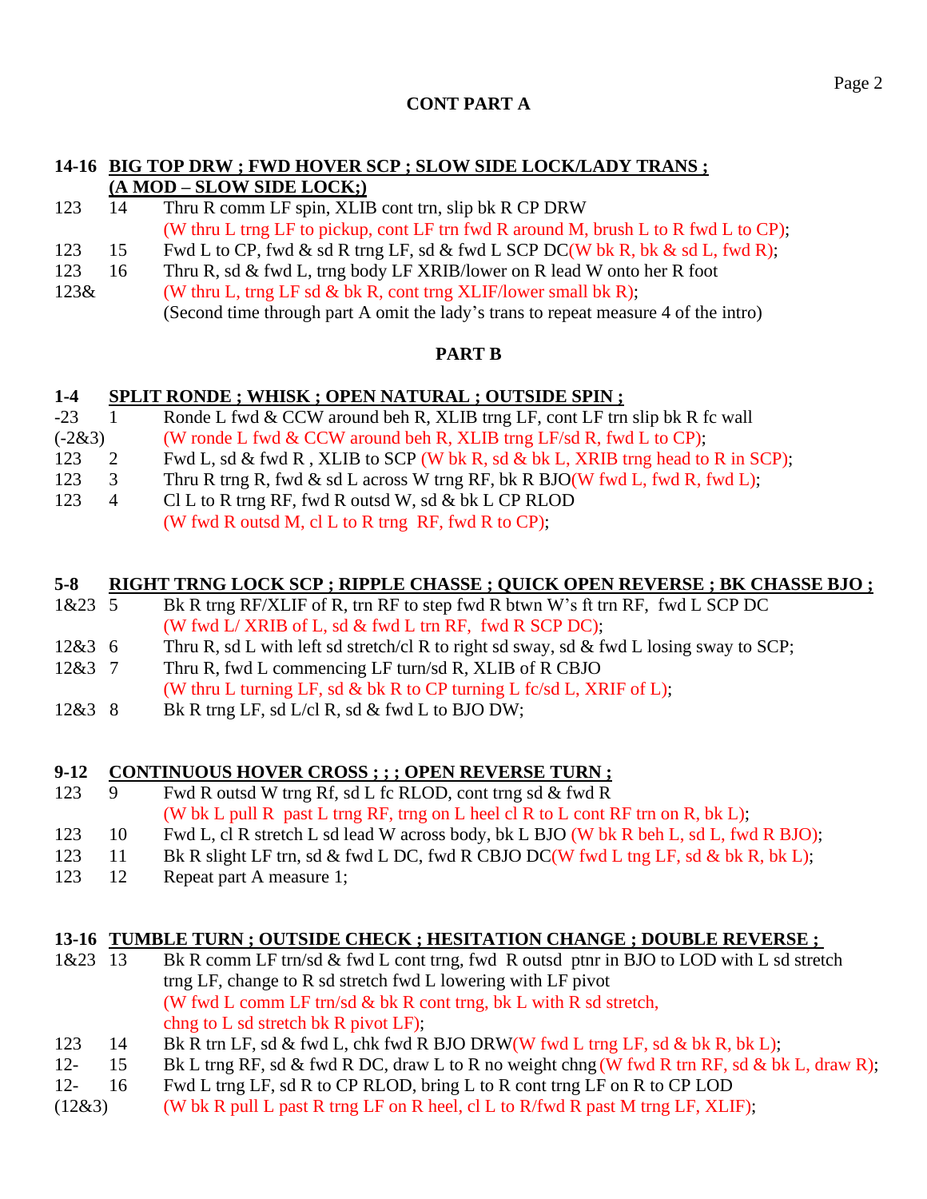#### CONT PART A

**14-16 BIG TOP DRW ; FWD HOVER SCP ; SLOW SIDE LOCK/LADY TRANS ;**
**(A MOD – SLOW SIDE LOCK;)**

123 14 Thru R comm LF spin, XLIB cont trn, slip bk R CP DRW
(W thru L trng LF to pickup, cont LF trn fwd R around M, brush L to R fwd L to CP);

123 15 Fwd L to CP, fwd & sd R trng LF, sd & fwd L SCP DC(W bk R, bk & sd L, fwd R);

123 16 Thru R, sd & fwd L, trng body LF XRIB/lower on R lead W onto her R foot
123& (W thru L, trng LF sd & bk R, cont trng XLIF/lower small bk R);
(Second time through part A omit the lady's trans to repeat measure 4 of the intro)

#### PART B

**1-4 SPLIT RONDE ; WHISK ; OPEN NATURAL ; OUTSIDE SPIN ;**

-23 1 Ronde L fwd & CCW around beh R, XLIB trng LF, cont LF trn slip bk R fc wall
(-2&3) (W ronde L fwd & CCW around beh R, XLIB trng LF/sd R, fwd L to CP);

123 2 Fwd L, sd & fwd R , XLIB to SCP (W bk R, sd & bk L, XRIB trng head to R in SCP);

123 3 Thru R trng R, fwd & sd L across W trng RF, bk R BJO(W fwd L, fwd R, fwd L);

123 4 Cl L to R trng RF, fwd R outsd W, sd & bk L CP RLOD
(W fwd R outsd M, cl L to R trng RF, fwd R to CP);

**5-8 RIGHT TRNG LOCK SCP ; RIPPLE CHASSE ; QUICK OPEN REVERSE ; BK CHASSE BJO ;**

1&23 5 Bk R trng RF/XLIF of R, trn RF to step fwd R btwn W's ft trn RF, fwd L SCP DC
(W fwd L/ XRIB of L, sd & fwd L trn RF, fwd R SCP DC);

12&3 6 Thru R, sd L with left sd stretch/cl R to right sd sway, sd & fwd L losing sway to SCP;

12&3 7 Thru R, fwd L commencing LF turn/sd R, XLIB of R CBJO
(W thru L turning LF, sd & bk R to CP turning L fc/sd L, XRIF of L);

12&3 8 Bk R trng LF, sd L/cl R, sd & fwd L to BJO DW;

**9-12 CONTINUOUS HOVER CROSS ; ; ; OPEN REVERSE TURN ;**

123 9 Fwd R outsd W trng Rf, sd L fc RLOD, cont trng sd & fwd R
(W bk L pull R past L trng RF, trng on L heel cl R to L cont RF trn on R, bk L);

123 10 Fwd L, cl R stretch L sd lead W across body, bk L BJO (W bk R beh L, sd L, fwd R BJO);

123 11 Bk R slight LF trn, sd & fwd L DC, fwd R CBJO DC(W fwd L tng LF, sd & bk R, bk L);

123 12 Repeat part A measure 1;

**13-16 TUMBLE TURN ; OUTSIDE CHECK ; HESITATION CHANGE ; DOUBLE REVERSE ;**

1&23 13 Bk R comm LF trn/sd & fwd L cont trng, fwd R outsd ptnr in BJO to LOD with L sd stretch
trng LF, change to R sd stretch fwd L lowering with LF pivot
(W fwd L comm LF trn/sd & bk R cont trng, bk L with R sd stretch,
chng to L sd stretch bk R pivot LF);

123 14 Bk R trn LF, sd & fwd L, chk fwd R BJO DRW(W fwd L trng LF, sd & bk R, bk L);

12- 15 Bk L trng RF, sd & fwd R DC, draw L to R no weight chng (W fwd R trn RF, sd & bk L, draw R);

12- 16 Fwd L trng LF, sd R to CP RLOD, bring L to R cont trng LF on R to CP LOD
(12&3) (W bk R pull L past R trng LF on R heel, cl L to R/fwd R past M trng LF, XLIF);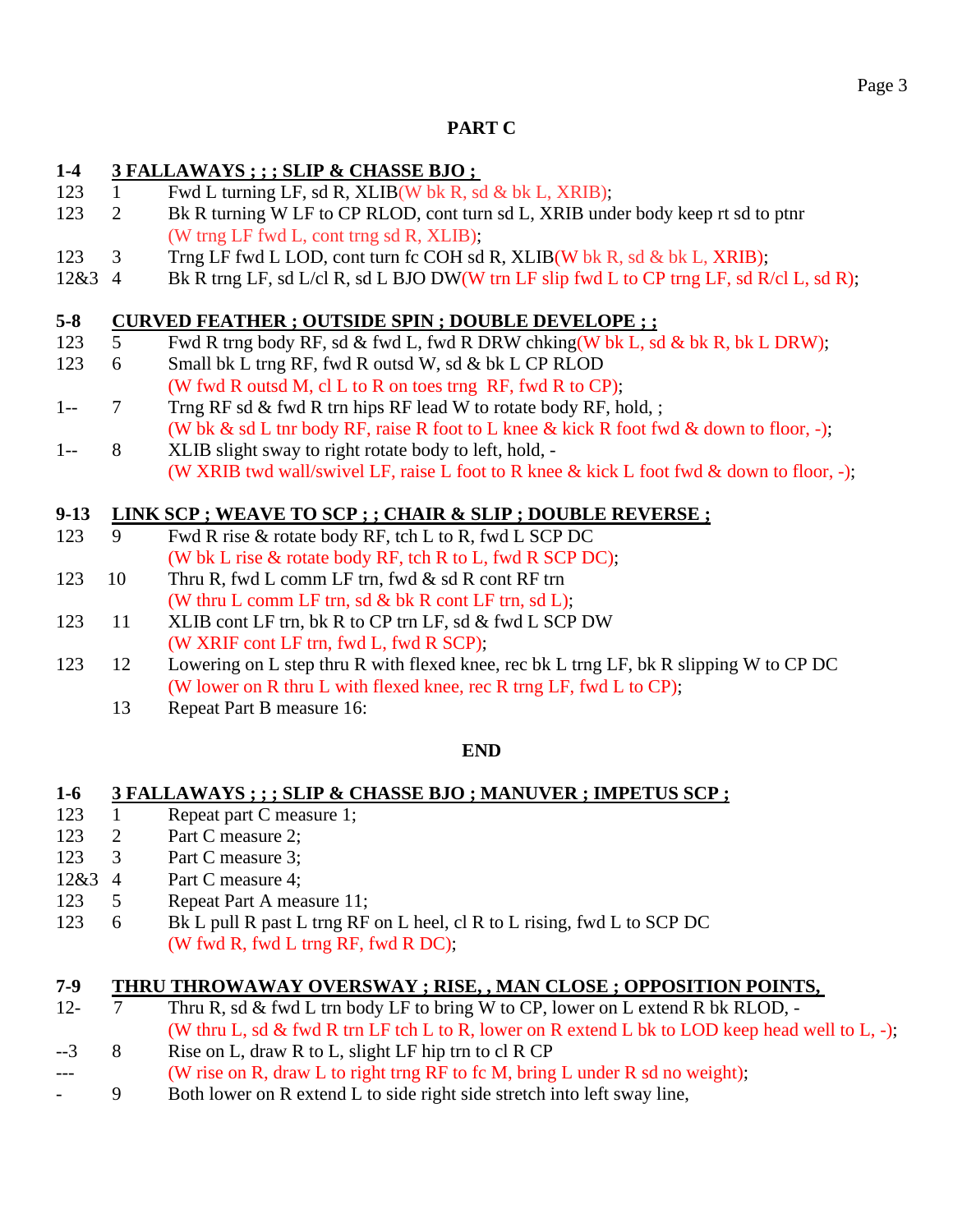## PART C

**<u>1-4 3 FALLAWAYS ; ; ; SLIP & CHASSE BJO ;</u>**

123 1 Fwd L turning LF, sd R, XLIB(W bk R, sd & bk L, XRIB);
123 2 Bk R turning W LF to CP RLOD, cont turn sd L, XRIB under body keep rt sd to ptnr
(W trng LF fwd L, cont trng sd R, XLIB);
123 3 Trng LF fwd L LOD, cont turn fc COH sd R, XLIB(W bk R, sd & bk L, XRIB);
12&3 4 Bk R trng LF, sd L/cl R, sd L BJO DW(W trn LF slip fwd L to CP trng LF, sd R/cl L, sd R);

**<u>5-8 CURVED FEATHER ; OUTSIDE SPIN ; DOUBLE DEVELOPE ; ;</u>**

123 5 Fwd R trng body RF, sd & fwd L, fwd R DRW chking(W bk L, sd & bk R, bk L DRW);
123 6 Small bk L trng RF, fwd R outsd W, sd & bk L CP RLOD
(W fwd R outsd M, cl L to R on toes trng RF, fwd R to CP);
1-- 7 Trng RF sd & fwd R trn hips RF lead W to rotate body RF, hold, ;
(W bk & sd L tnr body RF, raise R foot to L knee & kick R foot fwd & down to floor, -);
1-- 8 XLIB slight sway to right rotate body to left, hold, -
(W XRIB twd wall/swivel LF, raise L foot to R knee & kick L foot fwd & down to floor, -);

**<u>9-13 LINK SCP ; WEAVE TO SCP ; ; CHAIR & SLIP ; DOUBLE REVERSE ;</u>**

123 9 Fwd R rise & rotate body RF, tch L to R, fwd L SCP DC
(W bk L rise & rotate body RF, tch R to L, fwd R SCP DC);
123 10 Thru R, fwd L comm LF trn, fwd & sd R cont RF trn
(W thru L comm LF trn, sd & bk R cont LF trn, sd L);
123 11 XLIB cont LF trn, bk R to CP trn LF, sd & fwd L SCP DW
(W XRIF cont LF trn, fwd L, fwd R SCP);
123 12 Lowering on L step thru R with flexed knee, rec bk L trng LF, bk R slipping W to CP DC
(W lower on R thru L with flexed knee, rec R trng LF, fwd L to CP);
13 Repeat Part B measure 16:

## END

**<u>1-6 3 FALLAWAYS ; ; ; SLIP & CHASSE BJO ; MANUVER ; IMPETUS SCP ;</u>**

123 1 Repeat part C measure 1;
123 2 Part C measure 2;
123 3 Part C measure 3;
12&3 4 Part C measure 4;
123 5 Repeat Part A measure 11;
123 6 Bk L pull R past L trng RF on L heel, cl R to L rising, fwd L to SCP DC
(W fwd R, fwd L trng RF, fwd R DC);

**<u>7-9 THRU THROWAWAY OVERSWAY ; RISE, , MAN CLOSE ; OPPOSITION POINTS,</u>**

12- 7 Thru R, sd & fwd L trn body LF to bring W to CP, lower on L extend R bk RLOD, -
(W thru L, sd & fwd R trn LF tch L to R, lower on R extend L bk to LOD keep head well to L, -);
--3 8 Rise on L, draw R to L, slight LF hip trn to cl R CP
--- (W rise on R, draw L to right trng RF to fc M, bring L under R sd no weight);
- 9 Both lower on R extend L to side right side stretch into left sway line,